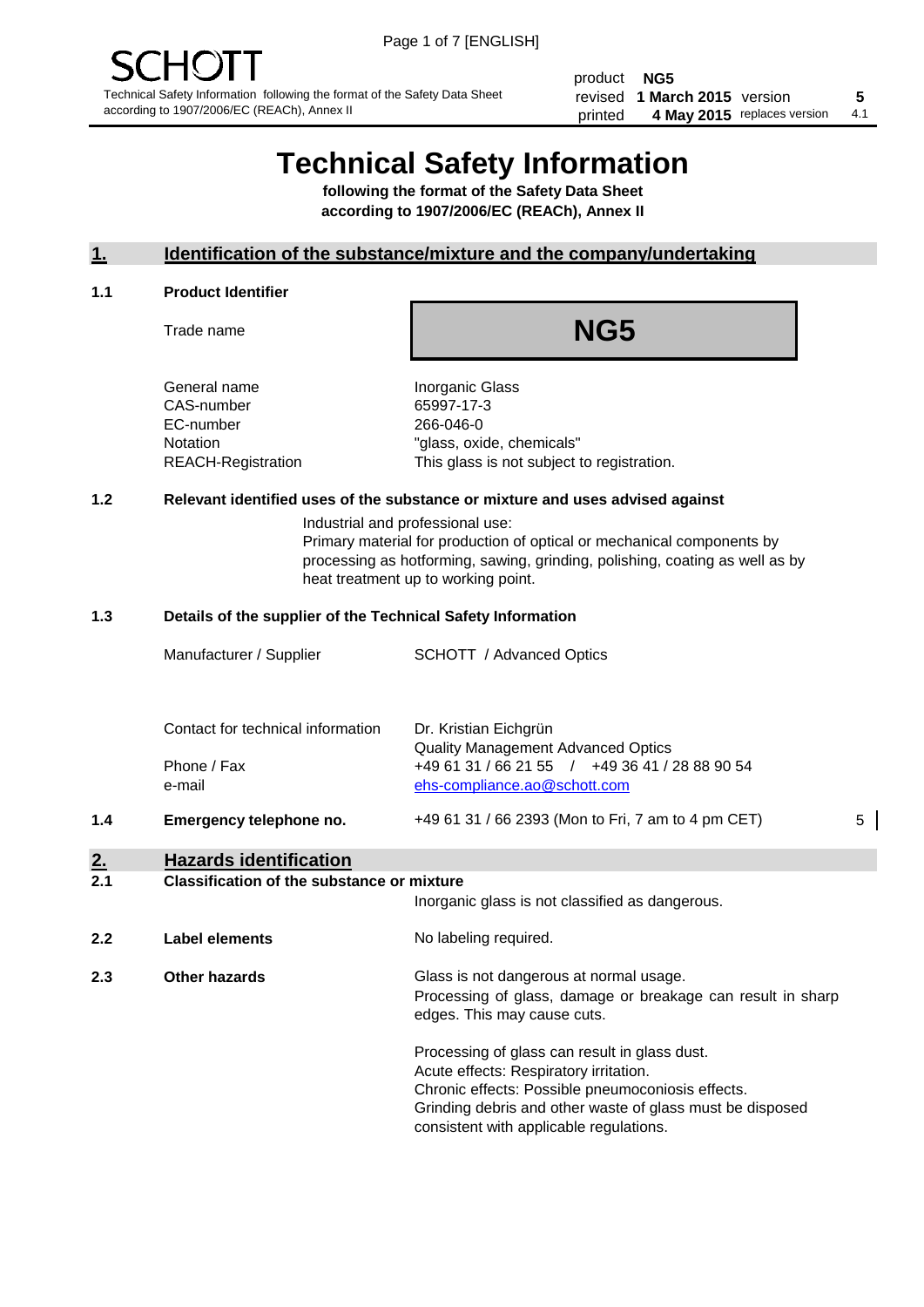SCHOTT

Technical Safety Information following the format of the Safety Data Sheet according to 1907/2006/EC (REACh), Annex II

| | | | |
|---|---|---|---|
| product | **NG5** | | |
| revised | **1 March 2015** | version | **5** |
| printed | **4 May 2015** | replaces version | 4.1 |

# Technical Safety Information

**following the format of the Safety Data Sheet according to 1907/2006/EC (REACh), Annex II**

## 1. Identification of the substance/mixture and the company/undertaking

### 1.1 Product Identifier

| | |
|---|---|
| Trade name | **NG5** |
| General name | Inorganic Glass |
| CAS-number | 65997-17-3 |
| EC-number | 266-046-0 |
| Notation | "glass, oxide, chemicals" |
| REACH-Registration | This glass is not subject to registration. |

### 1.2 Relevant identified uses of the substance or mixture and uses advised against

Industrial and professional use:
Primary material for production of optical or mechanical components by processing as hotforming, sawing, grinding, polishing, coating as well as by heat treatment up to working point.

### 1.3 Details of the supplier of the Technical Safety Information

| | |
|---|---|
| Manufacturer / Supplier | SCHOTT / Advanced Optics |
| Contact for technical information | Dr. Kristian Eichgrün<br>Quality Management Advanced Optics |
| Phone / Fax | +49 61 31 / 66 21 55 / +49 36 41 / 28 88 90 54 |
| e-mail | ehs-compliance.ao@schott.com |

### 1.4 Emergency telephone no.

+49 61 31 / 66 2393 (Mon to Fri, 7 am to 4 pm CET) 5

## 2. Hazards identification

### 2.1 Classification of the substance or mixture

Inorganic glass is not classified as dangerous.

### 2.2 Label elements

No labeling required.

### 2.3 Other hazards

Glass is not dangerous at normal usage.
Processing of glass, damage or breakage can result in sharp edges. This may cause cuts.

Processing of glass can result in glass dust.
Acute effects: Respiratory irritation.
Chronic effects: Possible pneumoconiosis effects.
Grinding debris and other waste of glass must be disposed consistent with applicable regulations.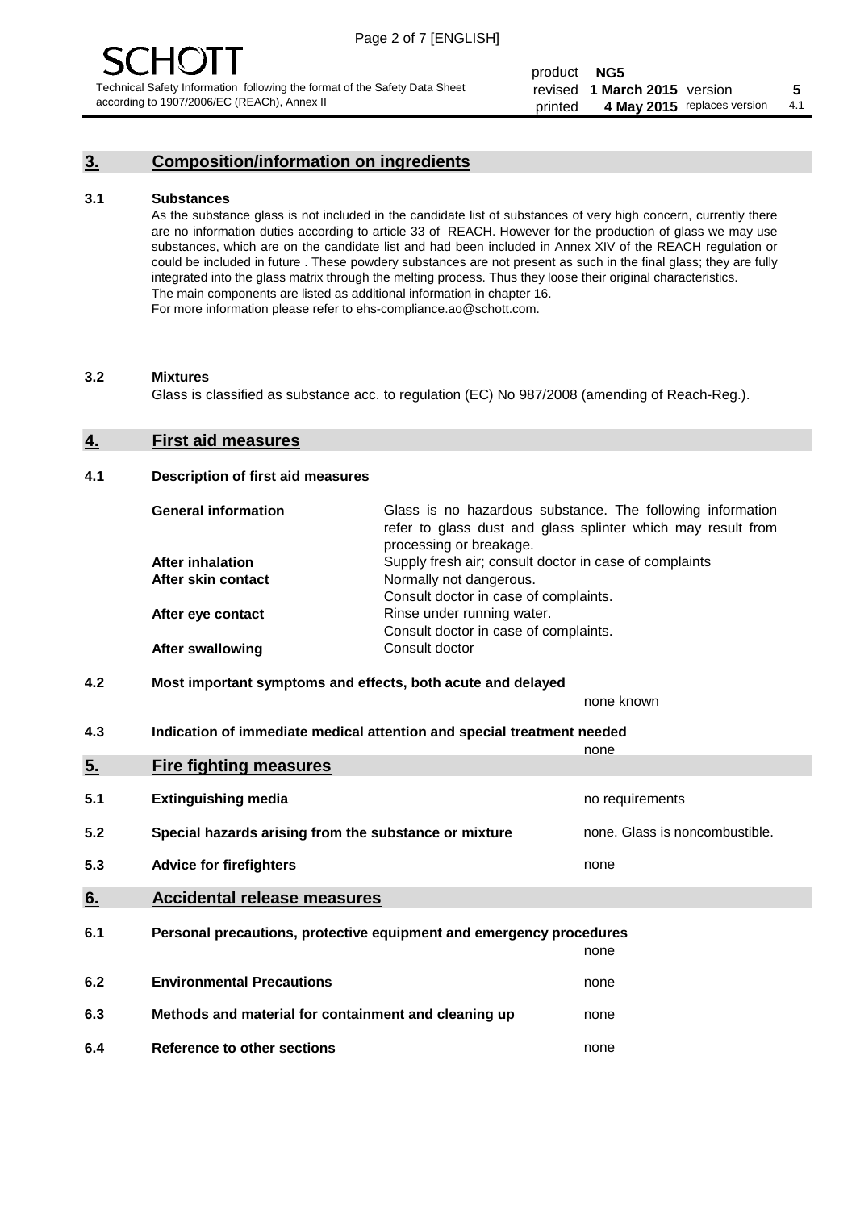## 3. Composition/information on ingredients

### 3.1 Substances

As the substance glass is not included in the candidate list of substances of very high concern, currently there are no information duties according to article 33 of REACH. However for the production of glass we may use substances, which are on the candidate list and had been included in Annex XIV of the REACH regulation or could be included in future . These powdery substances are not present as such in the final glass; they are fully integrated into the glass matrix through the melting process. Thus they loose their original characteristics. The main components are listed as additional information in chapter 16. For more information please refer to ehs-compliance.ao@schott.com.

### 3.2 Mixtures

Glass is classified as substance acc. to regulation (EC) No 987/2008 (amending of Reach-Reg.).

## 4. First aid measures

### 4.1 Description of first aid measures

| | |
|---|---|
| **General information** | Glass is no hazardous substance. The following information refer to glass dust and glass splinter which may result from processing or breakage. |
| **After inhalation** | Supply fresh air; consult doctor in case of complaints |
| **After skin contact** | Normally not dangerous. Consult doctor in case of complaints. |
| **After eye contact** | Rinse under running water. Consult doctor in case of complaints. |
| **After swallowing** | Consult doctor |

### 4.2 Most important symptoms and effects, both acute and delayed

none known

### 4.3 Indication of immediate medical attention and special treatment needed

none

## 5. Fire fighting measures

| | | |
|---|---|---|
| **5.1** | **Extinguishing media** | no requirements |
| **5.2** | **Special hazards arising from the substance or mixture** | none. Glass is noncombustible. |
| **5.3** | **Advice for firefighters** | none |

## 6. Accidental release measures

| | | |
|---|---|---|
| **6.1** | **Personal precautions, protective equipment and emergency procedures** | none |
| **6.2** | **Environmental Precautions** | none |
| **6.3** | **Methods and material for containment and cleaning up** | none |
| **6.4** | **Reference to other sections** | none |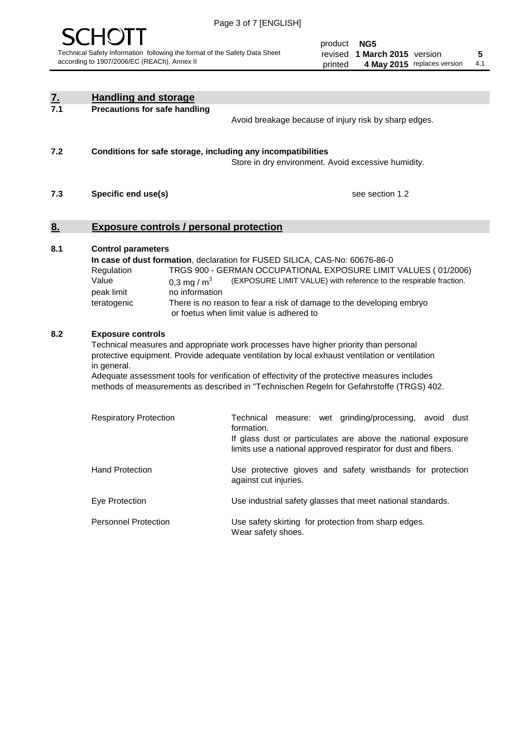## 7. Handling and storage

### 7.1 Precautions for safe handling

Avoid breakage because of injury risk by sharp edges.

### 7.2 Conditions for safe storage, including any incompatibilities

Store in dry environment. Avoid excessive humidity.

### 7.3 Specific end use(s)

see section 1.2

## 8. Exposure controls / personal protection

### 8.1 Control parameters

**In case of dust formation**, declaration for FUSED SILICA, CAS-No: 60676-86-0

| | |
|---|---|
| Regulation | TRGS 900 - GERMAN OCCUPATIONAL EXPOSURE LIMIT VALUES ( 01/2006) |
| Value | 0,3 mg / $m^3$ (EXPOSURE LIMIT VALUE) with reference to the respirable fraction. |
| peak limit | no information |
| teratogenic | There is no reason to fear a risk of damage to the developing embryo or foetus when limit value is adhered to |

### 8.2 Exposure controls

Technical measures and appropriate work processes have higher priority than personal protective equipment. Provide adequate ventilation by local exhaust ventilation or ventilation in general.

Adequate assessment tools for verification of effectivity of the protective measures includes methods of measurements as described in "Technischen Regeln for Gefahrstoffe (TRGS) 402.

| | |
|---|---|
| Respiratory Protection | Technical measure: wet grinding/processing, avoid dust formation. If glass dust or particulates are above the national exposure limits use a national approved respirator for dust and fibers. |
| Hand Protection | Use protective gloves and safety wristbands for protection against cut injuries. |
| Eye Protection | Use industrial safety glasses that meet national standards. |
| Personnel Protection | Use safety skirting for protection from sharp edges. Wear safety shoes. |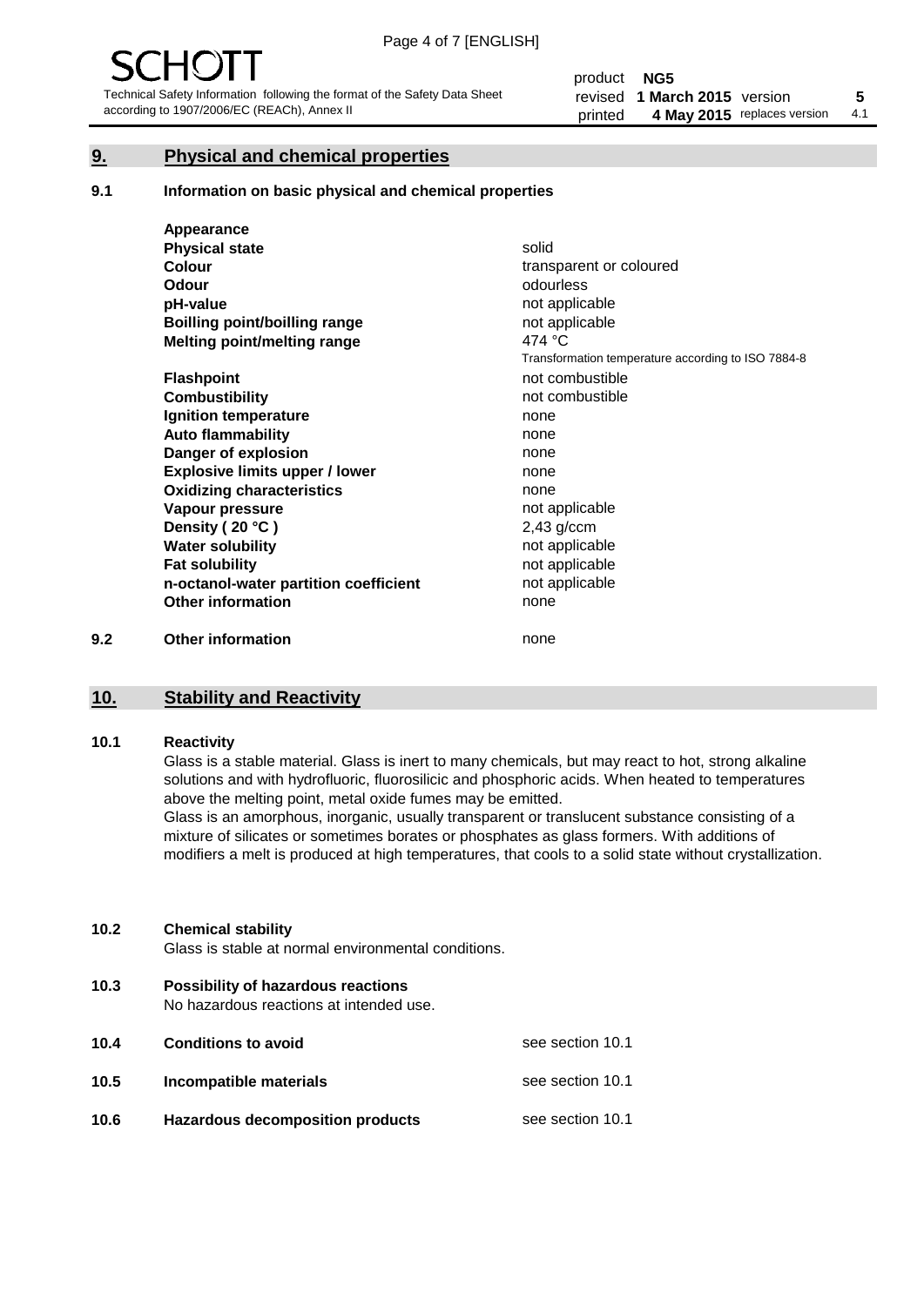## 9. Physical and chemical properties

### 9.1 Information on basic physical and chemical properties

| | |
|---|---|
| **Appearance** | |
| **Physical state** | solid |
| **Colour** | transparent or coloured |
| **Odour** | odourless |
| **pH-value** | not applicable |
| **Boilling point/boilling range** | not applicable |
| **Melting point/melting range** | 474 °C<br>Transformation temperature according to ISO 7884-8 |
| **Flashpoint** | not combustible |
| **Combustibility** | not combustible |
| **Ignition temperature** | none |
| **Auto flammability** | none |
| **Danger of explosion** | none |
| **Explosive limits upper / lower** | none |
| **Oxidizing characteristics** | none |
| **Vapour pressure** | not applicable |
| **Density ( 20 °C )** | 2,43 g/ccm |
| **Water solubility** | not applicable |
| **Fat solubility** | not applicable |
| **n-octanol-water partition coefficient** | not applicable |
| **Other information** | none |

### 9.2 Other information

none

## 10. Stability and Reactivity

### 10.1 Reactivity

Glass is a stable material. Glass is inert to many chemicals, but may react to hot, strong alkaline solutions and with hydrofluoric, fluorosilicic and phosphoric acids. When heated to temperatures above the melting point, metal oxide fumes may be emitted.

Glass is an amorphous, inorganic, usually transparent or translucent substance consisting of a mixture of silicates or sometimes borates or phosphates as glass formers. With additions of modifiers a melt is produced at high temperatures, that cools to a solid state without crystallization.

### 10.2 Chemical stability

Glass is stable at normal environmental conditions.

### 10.3 Possibility of hazardous reactions

No hazardous reactions at intended use.

| | | |
|---|---|---|
| **10.4** | **Conditions to avoid** | see section 10.1 |
| **10.5** | **Incompatible materials** | see section 10.1 |
| **10.6** | **Hazardous decomposition products** | see section 10.1 |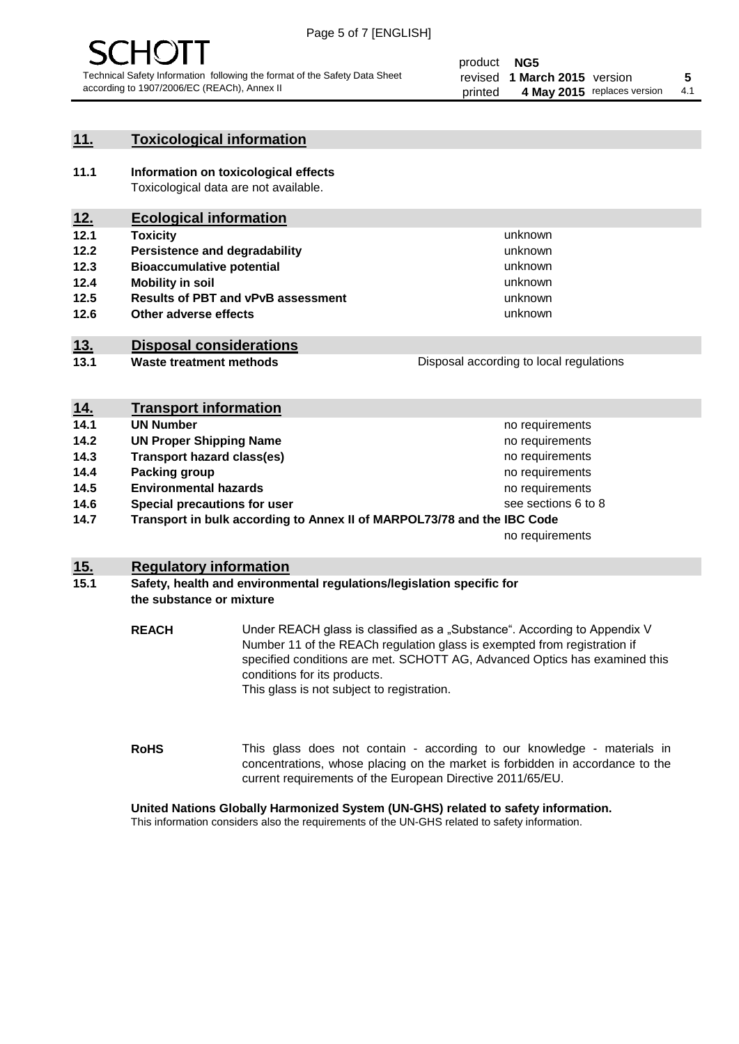## 11. Toxicological information

**11.1 Information on toxicological effects**
Toxicological data are not available.

## 12. Ecological information

| | | |
|---|---|---|
| **12.1** | **Toxicity** | unknown |
| **12.2** | **Persistence and degradability** | unknown |
| **12.3** | **Bioaccumulative potential** | unknown |
| **12.4** | **Mobility in soil** | unknown |
| **12.5** | **Results of PBT and vPvB assessment** | unknown |
| **12.6** | **Other adverse effects** | unknown |

## 13. Disposal considerations

| | | |
|---|---|---|
| **13.1** | **Waste treatment methods** | Disposal according to local regulations |

## 14. Transport information

| | | |
|---|---|---|
| **14.1** | **UN Number** | no requirements |
| **14.2** | **UN Proper Shipping Name** | no requirements |
| **14.3** | **Transport hazard class(es)** | no requirements |
| **14.4** | **Packing group** | no requirements |
| **14.5** | **Environmental hazards** | no requirements |
| **14.6** | **Special precautions for user** | see sections 6 to 8 |
| **14.7** | **Transport in bulk according to Annex II of MARPOL73/78 and the IBC Code** | no requirements |

## 15. Regulatory information

**15.1 Safety, health and environmental regulations/legislation specific for the substance or mixture**

**REACH** Under REACH glass is classified as a „Substance“. According to Appendix V Number 11 of the REACh regulation glass is exempted from registration if specified conditions are met. SCHOTT AG, Advanced Optics has examined this conditions for its products.
This glass is not subject to registration.

**RoHS** This glass does not contain - according to our knowledge - materials in concentrations, whose placing on the market is forbidden in accordance to the current requirements of the European Directive 2011/65/EU.

**United Nations Globally Harmonized System (UN-GHS) related to safety information.**
This information considers also the requirements of the UN-GHS related to safety information.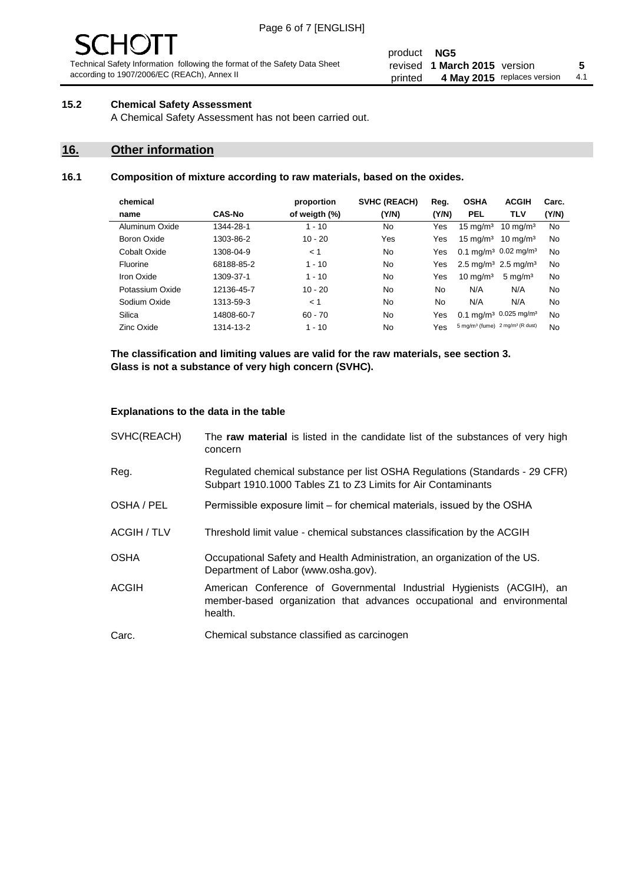### 15.2 Chemical Safety Assessment

A Chemical Safety Assessment has not been carried out.

## 16. Other information

### 16.1 Composition of mixture according to raw materials, based on the oxides.

| chemical name | CAS-No | proportion of weigth (%) | SVHC (REACH) (Y/N) | Reg. (Y/N) | OSHA PEL | ACGIH TLV | Carc. (Y/N) |
|---|---|---|---|---|---|---|---|
| Aluminum Oxide | 1344-28-1 | 1 - 10 | No | Yes | 15 mg/m³ | 10 mg/m³ | No |
| Boron Oxide | 1303-86-2 | 10 - 20 | Yes | Yes | 15 mg/m³ | 10 mg/m³ | No |
| Cobalt Oxide | 1308-04-9 | < 1 | No | Yes | 0.1 mg/m³ | 0.02 mg/m³ | No |
| Fluorine | 68188-85-2 | 1 - 10 | No | Yes | 2.5 mg/m³ | 2.5 mg/m³ | No |
| Iron Oxide | 1309-37-1 | 1 - 10 | No | Yes | 10 mg/m³ | 5 mg/m³ | No |
| Potassium Oxide | 12136-45-7 | 10 - 20 | No | No | N/A | N/A | No |
| Sodium Oxide | 1313-59-3 | < 1 | No | No | N/A | N/A | No |
| Silica | 14808-60-7 | 60 - 70 | No | Yes | 0.1 mg/m³ | 0.025 mg/m³ | No |
| Zinc Oxide | 1314-13-2 | 1 - 10 | No | Yes | 5 mg/m³ (fume) | 2 mg/m³ (R dust) | No |

**The classification and limiting values are valid for the raw materials, see section 3.**
**Glass is not a substance of very high concern (SVHC).**

**Explanations to the data in the table**

| | |
|---|---|
| SVHC(REACH) | The **raw material** is listed in the candidate list of the substances of very high concern |
| Reg. | Regulated chemical substance per list OSHA Regulations (Standards - 29 CFR) Subpart 1910.1000 Tables Z1 to Z3 Limits for Air Contaminants |
| OSHA / PEL | Permissible exposure limit – for chemical materials, issued by the OSHA |
| ACGIH / TLV | Threshold limit value - chemical substances classification by the ACGIH |
| OSHA | Occupational Safety and Health Administration, an organization of the US. Department of Labor (www.osha.gov). |
| ACGIH | American Conference of Governmental Industrial Hygienists (ACGIH), an member-based organization that advances occupational and environmental health. |
| Carc. | Chemical substance classified as carcinogen |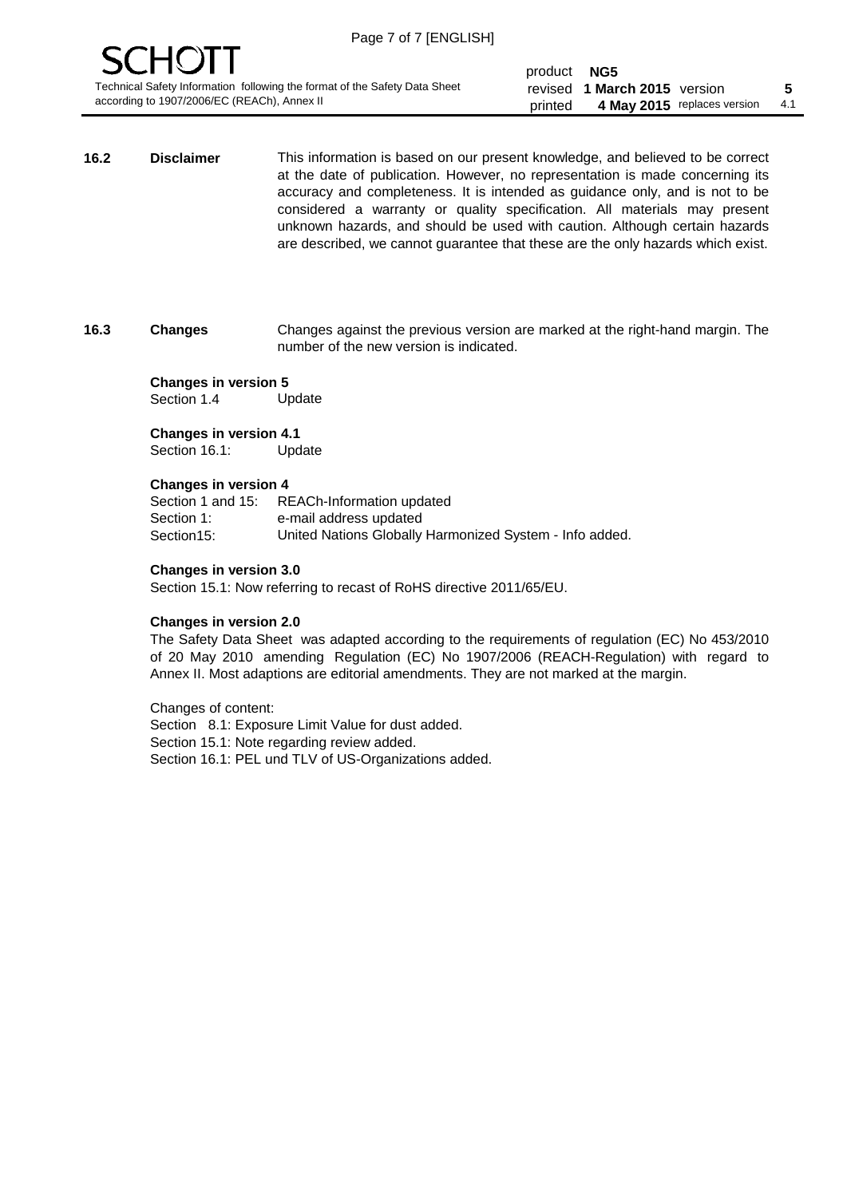**16.2 Disclaimer**

This information is based on our present knowledge, and believed to be correct at the date of publication. However, no representation is made concerning its accuracy and completeness. It is intended as guidance only, and is not to be considered a warranty or quality specification. All materials may present unknown hazards, and should be used with caution. Although certain hazards are described, we cannot guarantee that these are the only hazards which exist.

**16.3 Changes**

Changes against the previous version are marked at the right-hand margin. The number of the new version is indicated.

**Changes in version 5**

Section 1.4 Update

**Changes in version 4.1**

Section 16.1: Update

**Changes in version 4**

| | |
|---|---|
| Section 1 and 15: | REACh-Information updated |
| Section 1: | e-mail address updated |
| Section15: | United Nations Globally Harmonized System - Info added. |

**Changes in version 3.0**

Section 15.1: Now referring to recast of RoHS directive 2011/65/EU.

**Changes in version 2.0**

The Safety Data Sheet was adapted according to the requirements of regulation (EC) No 453/2010 of 20 May 2010 amending Regulation (EC) No 1907/2006 (REACH-Regulation) with regard to Annex II. Most adaptions are editorial amendments. They are not marked at the margin.

Changes of content:
Section 8.1: Exposure Limit Value for dust added.
Section 15.1: Note regarding review added.
Section 16.1: PEL und TLV of US-Organizations added.